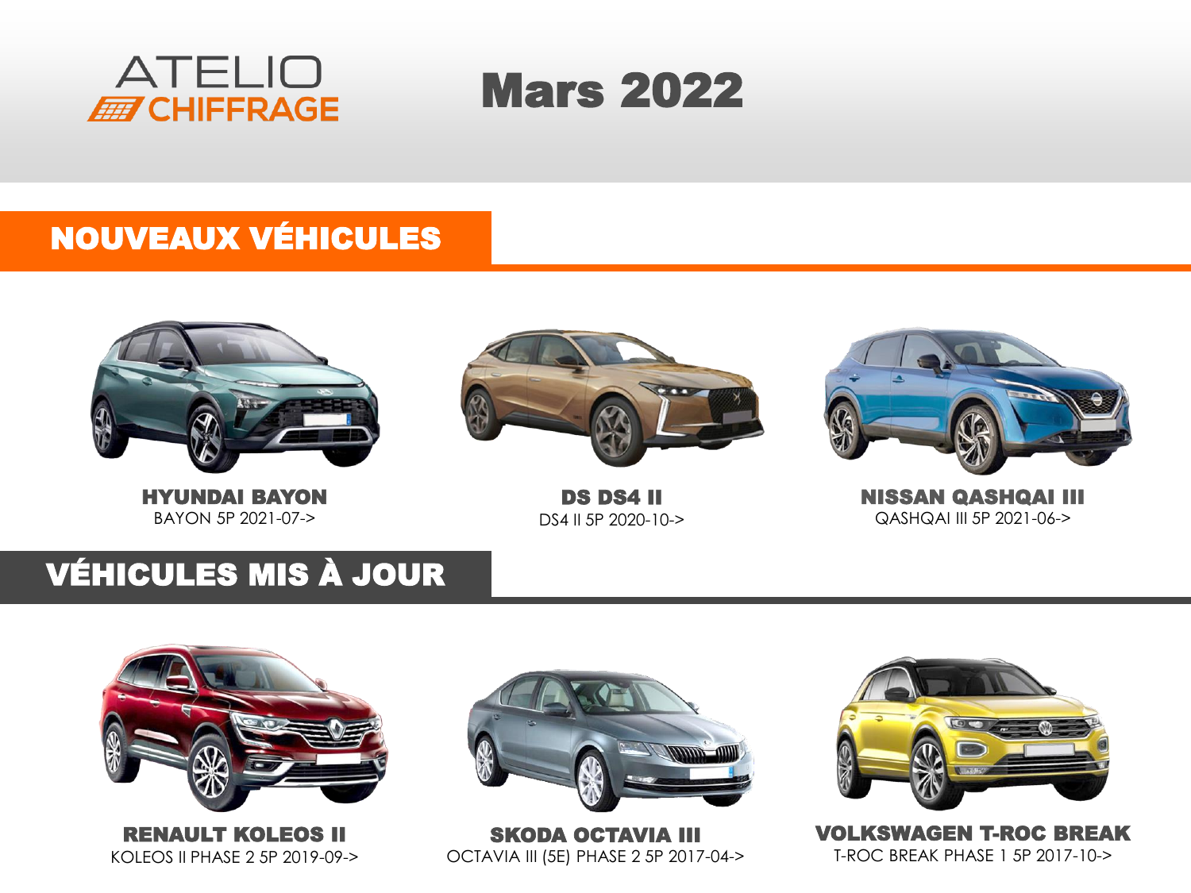ATELIO
CHIFFRAGE

# Mars 2022

## NOUVEAUX VÉHICULES

**HYUNDAI BAYON**
BAYON 5P 2021-07->

**DS DS4 II**
DS4 II 5P 2020-10->

**NISSAN QASHQAI III**
QASHQAI III 5P 2021-06->

## VÉHICULES MIS À JOUR

**RENAULT KOLEOS II**
KOLEOS II PHASE 2 5P 2019-09->

**SKODA OCTAVIA III**
OCTAVIA III (5E) PHASE 2 5P 2017-04->

**VOLKSWAGEN T-ROC BREAK**
T-ROC BREAK PHASE 1 5P 2017-10->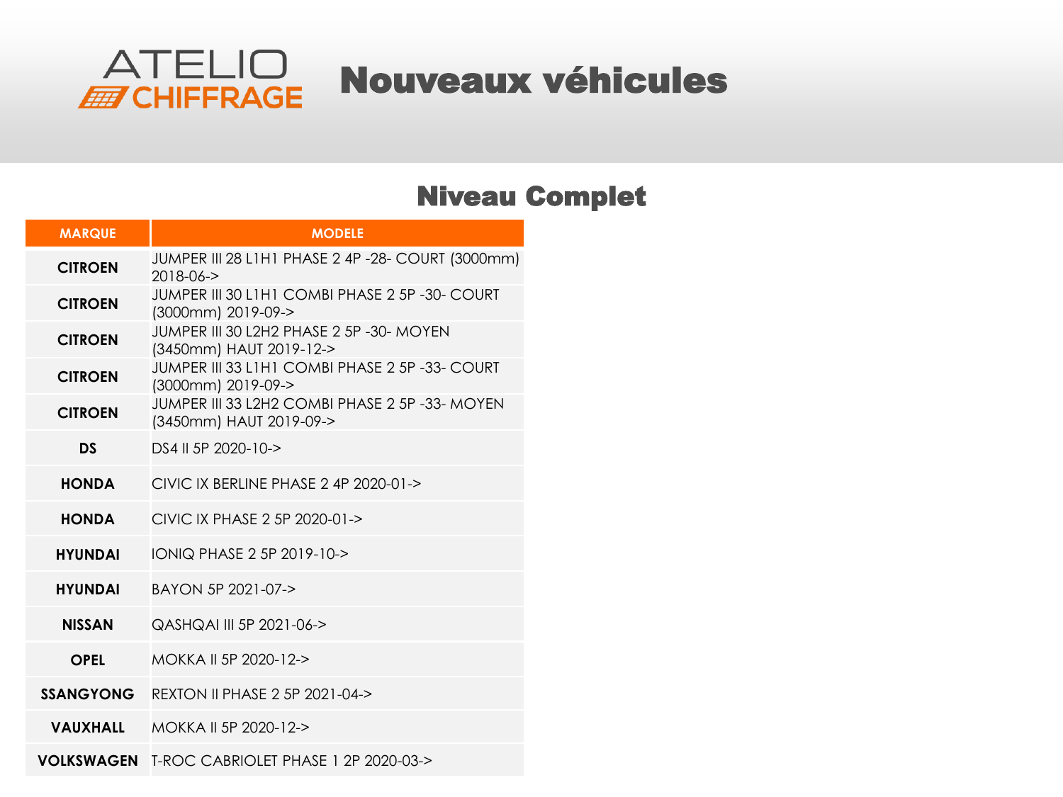ATELIO CHIFFRAGE

# Nouveaux véhicules

## Niveau Complet

| MARQUE | MODELE |
| --- | --- |
| CITROEN | JUMPER III 28 L1H1 PHASE 2 4P -28- COURT (3000mm) 2018-06-> |
| CITROEN | JUMPER III 30 L1H1 COMBI PHASE 2 5P -30- COURT (3000mm) 2019-09-> |
| CITROEN | JUMPER III 30 L2H2 PHASE 2 5P -30- MOYEN (3450mm) HAUT 2019-12-> |
| CITROEN | JUMPER III 33 L1H1 COMBI PHASE 2 5P -33- COURT (3000mm) 2019-09-> |
| CITROEN | JUMPER III 33 L2H2 COMBI PHASE 2 5P -33- MOYEN (3450mm) HAUT 2019-09-> |
| DS | DS4 II 5P 2020-10-> |
| HONDA | CIVIC IX BERLINE PHASE 2 4P 2020-01-> |
| HONDA | CIVIC IX PHASE 2 5P 2020-01-> |
| HYUNDAI | IONIQ PHASE 2 5P 2019-10-> |
| HYUNDAI | BAYON 5P 2021-07-> |
| NISSAN | QASHQAI III 5P 2021-06-> |
| OPEL | MOKKA II 5P 2020-12-> |
| SSANGYONG | REXTON II PHASE 2 5P 2021-04-> |
| VAUXHALL | MOKKA II 5P 2020-12-> |
| VOLKSWAGEN | T-ROC CABRIOLET PHASE 1 2P 2020-03-> |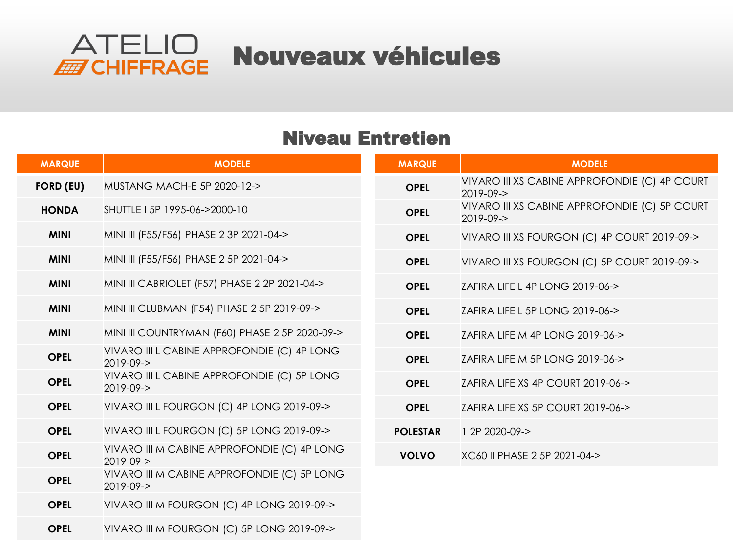# ATELIO CHIFFRAGE — Nouveaux véhicules

## Niveau Entretien

| MARQUE | MODELE |
|---|---|
| FORD (EU) | MUSTANG MACH-E 5P 2020-12-> |
| HONDA | SHUTTLE I 5P 1995-06->2000-10 |
| MINI | MINI III (F55/F56) PHASE 2 3P 2021-04-> |
| MINI | MINI III (F55/F56) PHASE 2 5P 2021-04-> |
| MINI | MINI III CABRIOLET (F57) PHASE 2 2P 2021-04-> |
| MINI | MINI III CLUBMAN (F54) PHASE 2 5P 2019-09-> |
| MINI | MINI III COUNTRYMAN (F60) PHASE 2 5P 2020-09-> |
| OPEL | VIVARO III L CABINE APPROFONDIE (C) 4P LONG 2019-09-> |
| OPEL | VIVARO III L CABINE APPROFONDIE (C) 5P LONG 2019-09-> |
| OPEL | VIVARO III L FOURGON (C) 4P LONG 2019-09-> |
| OPEL | VIVARO III L FOURGON (C) 5P LONG 2019-09-> |
| OPEL | VIVARO III M CABINE APPROFONDIE (C) 4P LONG 2019-09-> |
| OPEL | VIVARO III M CABINE APPROFONDIE (C) 5P LONG 2019-09-> |
| OPEL | VIVARO III M FOURGON (C) 4P LONG 2019-09-> |
| OPEL | VIVARO III M FOURGON (C) 5P LONG 2019-09-> |
| OPEL | VIVARO III XS CABINE APPROFONDIE (C) 4P COURT 2019-09-> |
| OPEL | VIVARO III XS CABINE APPROFONDIE (C) 5P COURT 2019-09-> |
| OPEL | VIVARO III XS FOURGON (C) 4P COURT 2019-09-> |
| OPEL | VIVARO III XS FOURGON (C) 5P COURT 2019-09-> |
| OPEL | ZAFIRA LIFE L 4P LONG 2019-06-> |
| OPEL | ZAFIRA LIFE L 5P LONG 2019-06-> |
| OPEL | ZAFIRA LIFE M 4P LONG 2019-06-> |
| OPEL | ZAFIRA LIFE M 5P LONG 2019-06-> |
| OPEL | ZAFIRA LIFE XS 4P COURT 2019-06-> |
| OPEL | ZAFIRA LIFE XS 5P COURT 2019-06-> |
| POLESTAR | 1 2P 2020-09-> |
| VOLVO | XC60 II PHASE 2 5P 2021-04-> |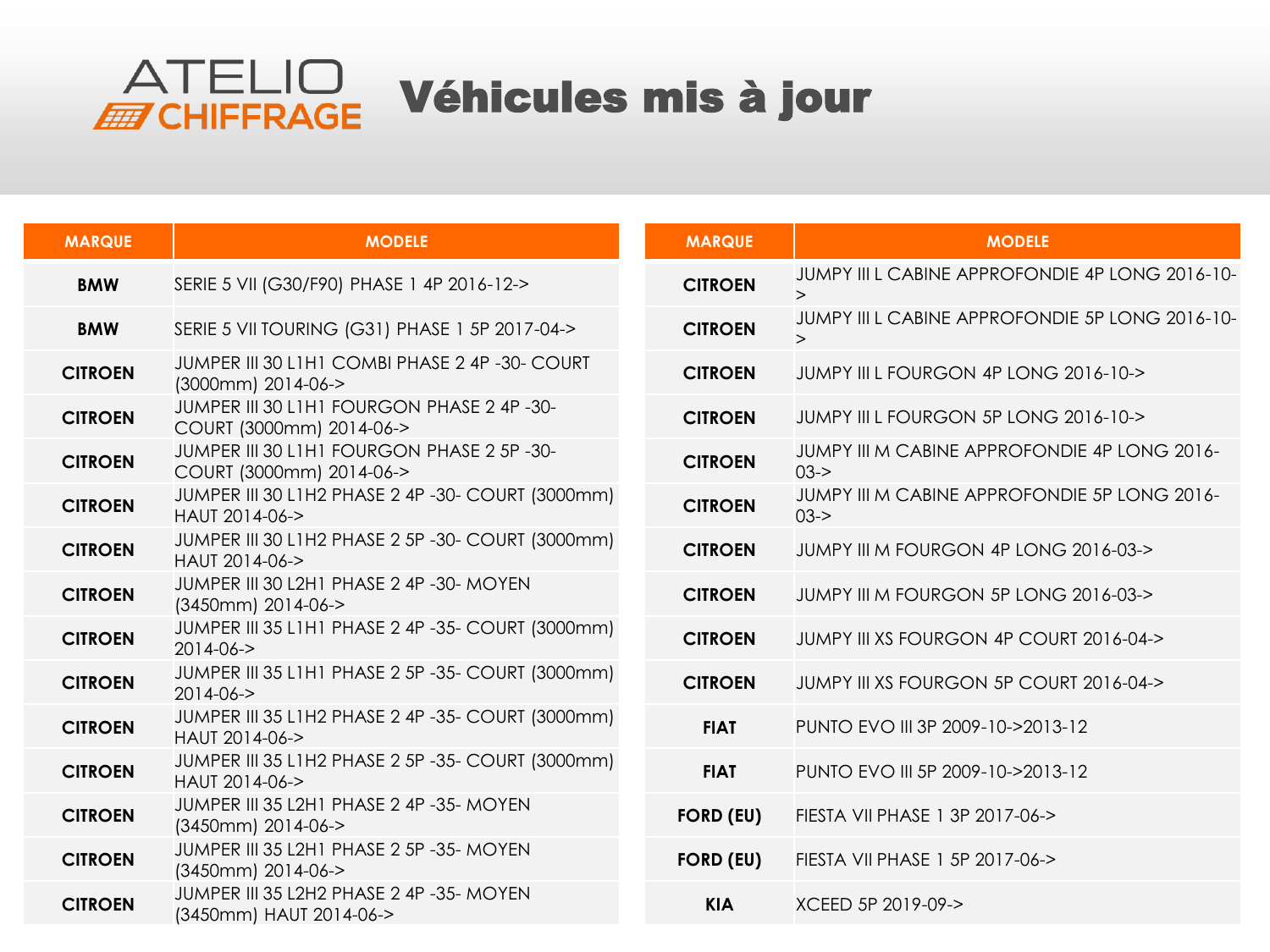# ATELIO CHIFFRAGE — Véhicules mis à jour

| MARQUE | MODELE |
|---|---|
| BMW | SERIE 5 VII (G30/F90) PHASE 1 4P 2016-12-> |
| BMW | SERIE 5 VII TOURING (G31) PHASE 1 5P 2017-04-> |
| CITROEN | JUMPER III 30 L1H1 COMBI PHASE 2 4P -30- COURT (3000mm) 2014-06-> |
| CITROEN | JUMPER III 30 L1H1 FOURGON PHASE 2 4P -30- COURT (3000mm) 2014-06-> |
| CITROEN | JUMPER III 30 L1H1 FOURGON PHASE 2 5P -30- COURT (3000mm) 2014-06-> |
| CITROEN | JUMPER III 30 L1H2 PHASE 2 4P -30- COURT (3000mm) HAUT 2014-06-> |
| CITROEN | JUMPER III 30 L1H2 PHASE 2 5P -30- COURT (3000mm) HAUT 2014-06-> |
| CITROEN | JUMPER III 30 L2H1 PHASE 2 4P -30- MOYEN (3450mm) 2014-06-> |
| CITROEN | JUMPER III 35 L1H1 PHASE 2 4P -35- COURT (3000mm) 2014-06-> |
| CITROEN | JUMPER III 35 L1H1 PHASE 2 5P -35- COURT (3000mm) 2014-06-> |
| CITROEN | JUMPER III 35 L1H2 PHASE 2 4P -35- COURT (3000mm) HAUT 2014-06-> |
| CITROEN | JUMPER III 35 L1H2 PHASE 2 5P -35- COURT (3000mm) HAUT 2014-06-> |
| CITROEN | JUMPER III 35 L2H1 PHASE 2 4P -35- MOYEN (3450mm) 2014-06-> |
| CITROEN | JUMPER III 35 L2H1 PHASE 2 5P -35- MOYEN (3450mm) 2014-06-> |
| CITROEN | JUMPER III 35 L2H2 PHASE 2 4P -35- MOYEN (3450mm) HAUT 2014-06-> |
| CITROEN | JUMPY III L CABINE APPROFONDIE 4P LONG 2016-10-> |
| CITROEN | JUMPY III L CABINE APPROFONDIE 5P LONG 2016-10-> |
| CITROEN | JUMPY III L FOURGON 4P LONG 2016-10-> |
| CITROEN | JUMPY III L FOURGON 5P LONG 2016-10-> |
| CITROEN | JUMPY III M CABINE APPROFONDIE 4P LONG 2016-03-> |
| CITROEN | JUMPY III M CABINE APPROFONDIE 5P LONG 2016-03-> |
| CITROEN | JUMPY III M FOURGON 4P LONG 2016-03-> |
| CITROEN | JUMPY III M FOURGON 5P LONG 2016-03-> |
| CITROEN | JUMPY III XS FOURGON 4P COURT 2016-04-> |
| CITROEN | JUMPY III XS FOURGON 5P COURT 2016-04-> |
| FIAT | PUNTO EVO III 3P 2009-10->2013-12 |
| FIAT | PUNTO EVO III 5P 2009-10->2013-12 |
| FORD (EU) | FIESTA VII PHASE 1 3P 2017-06-> |
| FORD (EU) | FIESTA VII PHASE 1 5P 2017-06-> |
| KIA | XCEED 5P 2019-09-> |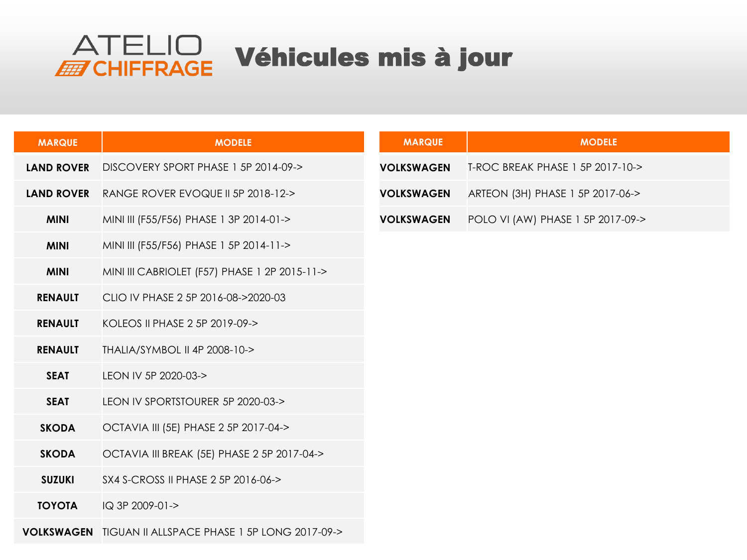ATELIO CHIFFRAGE

# Véhicules mis à jour

| MARQUE | MODELE |
|---|---|
| LAND ROVER | DISCOVERY SPORT PHASE 1 5P 2014-09-> |
| LAND ROVER | RANGE ROVER EVOQUE II 5P 2018-12-> |
| MINI | MINI III (F55/F56) PHASE 1 3P 2014-01-> |
| MINI | MINI III (F55/F56) PHASE 1 5P 2014-11-> |
| MINI | MINI III CABRIOLET (F57) PHASE 1 2P 2015-11-> |
| RENAULT | CLIO IV PHASE 2 5P 2016-08->2020-03 |
| RENAULT | KOLEOS II PHASE 2 5P 2019-09-> |
| RENAULT | THALIA/SYMBOL II 4P 2008-10-> |
| SEAT | LEON IV 5P 2020-03-> |
| SEAT | LEON IV SPORTSTOURER 5P 2020-03-> |
| SKODA | OCTAVIA III (5E) PHASE 2 5P 2017-04-> |
| SKODA | OCTAVIA III BREAK (5E) PHASE 2 5P 2017-04-> |
| SUZUKI | SX4 S-CROSS II PHASE 2 5P 2016-06-> |
| TOYOTA | IQ 3P 2009-01-> |
| VOLKSWAGEN | TIGUAN II ALLSPACE PHASE 1 5P LONG 2017-09-> |

| MARQUE | MODELE |
|---|---|
| VOLKSWAGEN | T-ROC BREAK PHASE 1 5P 2017-10-> |
| VOLKSWAGEN | ARTEON (3H) PHASE 1 5P 2017-06-> |
| VOLKSWAGEN | POLO VI (AW) PHASE 1 5P 2017-09-> |